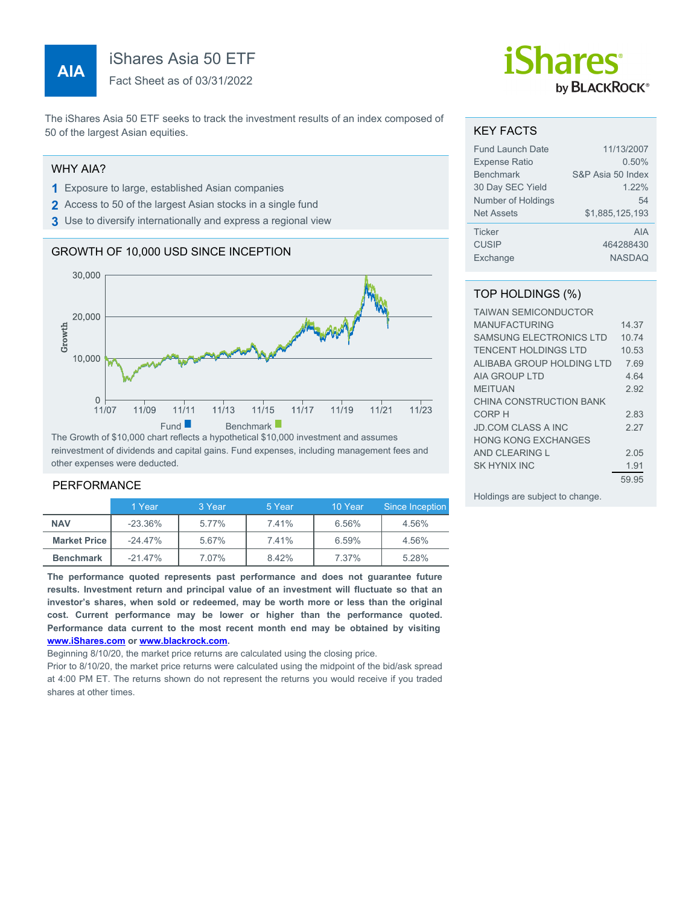# iShares Asia 50 ETF

**AIA**

Fact Sheet as of 03/31/2022

The iShares Asia 50 ETF seeks to track the investment results of an index composed of 50 of the largest Asian equities.

## WHY AIA?

1. Exposure to large, established Asian companies
2. Access to 50 of the largest Asian stocks in a single fund
3. Use to diversify internationally and express a regional view

## GROWTH OF 10,000 USD SINCE INCEPTION

The Growth of $10,000 chart reflects a hypothetical $10,000 investment and assumes reinvestment of dividends and capital gains. Fund expenses, including management fees and other expenses were deducted.

## PERFORMANCE

| | 1 Year | 3 Year | 5 Year | 10 Year | Since Inception |
|---|---|---|---|---|---|
| **NAV** | -23.36% | 5.77% | 7.41% | 6.56% | 4.56% |
| **Market Price** | -24.47% | 5.67% | 7.41% | 6.59% | 4.56% |
| **Benchmark** | -21.47% | 7.07% | 8.42% | 7.37% | 5.28% |

**The performance quoted represents past performance and does not guarantee future results. Investment return and principal value of an investment will fluctuate so that an investor's shares, when sold or redeemed, may be worth more or less than the original cost. Current performance may be lower or higher than the performance quoted. Performance data current to the most recent month end may be obtained by visiting www.iShares.com or www.blackrock.com.**

Beginning 8/10/20, the market price returns are calculated using the closing price.

Prior to 8/10/20, the market price returns were calculated using the midpoint of the bid/ask spread at 4:00 PM ET. The returns shown do not represent the returns you would receive if you traded shares at other times.

## KEY FACTS

| | |
|---|---|
| Fund Launch Date | 11/13/2007 |
| Expense Ratio | 0.50% |
| Benchmark | S&P Asia 50 Index |
| 30 Day SEC Yield | 1.22% |
| Number of Holdings | 54 |
| Net Assets | $1,885,125,193 |
| Ticker | AIA |
| CUSIP | 464288430 |
| Exchange | NASDAQ |

## TOP HOLDINGS (%)

| | |
|---|---|
| TAIWAN SEMICONDUCTOR MANUFACTURING | 14.37 |
| SAMSUNG ELECTRONICS LTD | 10.74 |
| TENCENT HOLDINGS LTD | 10.53 |
| ALIBABA GROUP HOLDING LTD | 7.69 |
| AIA GROUP LTD | 4.64 |
| MEITUAN | 2.92 |
| CHINA CONSTRUCTION BANK CORP H | 2.83 |
| JD.COM CLASS A INC | 2.27 |
| HONG KONG EXCHANGES AND CLEARING L | 2.05 |
| SK HYNIX INC | 1.91 |
| | 59.95 |

Holdings are subject to change.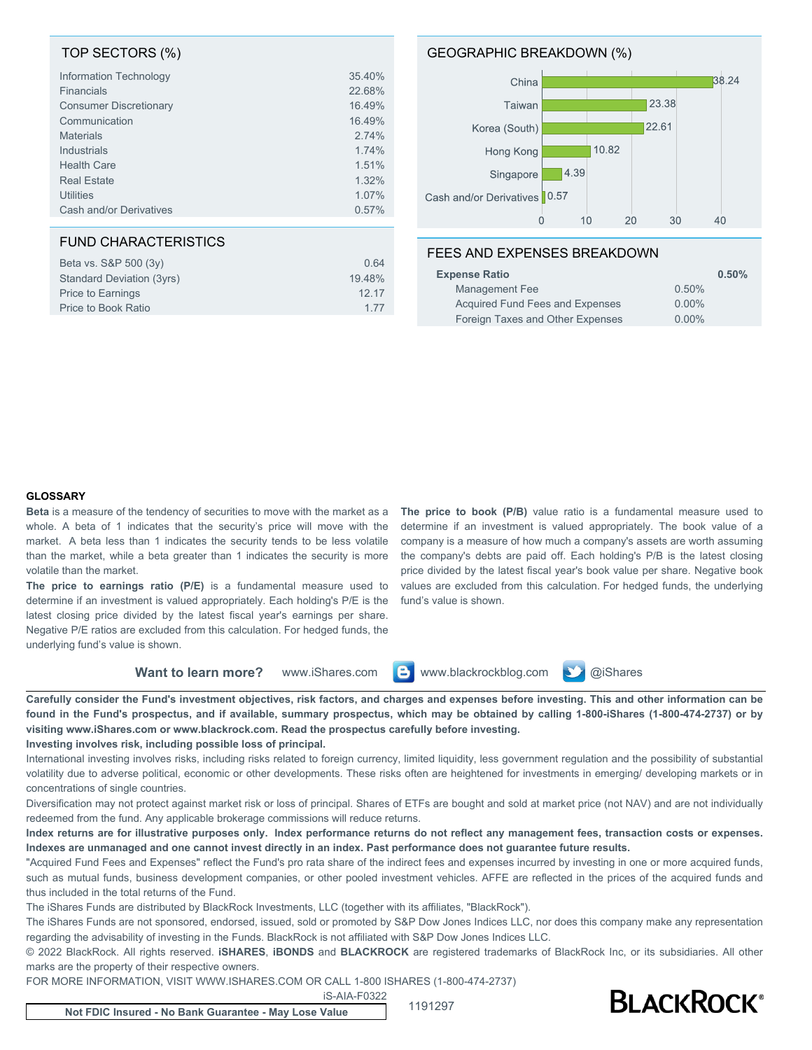## TOP SECTORS (%)

| Sector | % |
|---|---|
| Information Technology | 35.40% |
| Financials | 22.68% |
| Consumer Discretionary | 16.49% |
| Communication | 16.49% |
| Materials | 2.74% |
| Industrials | 1.74% |
| Health Care | 1.51% |
| Real Estate | 1.32% |
| Utilities | 1.07% |
| Cash and/or Derivatives | 0.57% |

## GEOGRAPHIC BREAKDOWN (%)

| Country | % |
|---|---|
| China | 38.24 |
| Taiwan | 23.38 |
| Korea (South) | 22.61 |
| Hong Kong | 10.82 |
| Singapore | 4.39 |
| Cash and/or Derivatives | 0.57 |

## FUND CHARACTERISTICS

| Characteristic | Value |
|---|---|
| Beta vs. S&P 500 (3y) | 0.64 |
| Standard Deviation (3yrs) | 19.48% |
| Price to Earnings | 12.17 |
| Price to Book Ratio | 1.77 |

## FEES AND EXPENSES BREAKDOWN

| | | |
|---|---|---|
| **Expense Ratio** | | **0.50%** |
| Management Fee | 0.50% | |
| Acquired Fund Fees and Expenses | 0.00% | |
| Foreign Taxes and Other Expenses | 0.00% | |

**GLOSSARY**

**Beta** is a measure of the tendency of securities to move with the market as a whole. A beta of 1 indicates that the security's price will move with the market. A beta less than 1 indicates the security tends to be less volatile than the market, while a beta greater than 1 indicates the security is more volatile than the market.

**The price to earnings ratio (P/E)** is a fundamental measure used to determine if an investment is valued appropriately. Each holding's P/E is the latest closing price divided by the latest fiscal year's earnings per share. Negative P/E ratios are excluded from this calculation. For hedged funds, the underlying fund's value is shown.

**The price to book (P/B)** value ratio is a fundamental measure used to determine if an investment is valued appropriately. The book value of a company is a measure of how much a company's assets are worth assuming the company's debts are paid off. Each holding's P/B is the latest closing price divided by the latest fiscal year's book value per share. Negative book values are excluded from this calculation. For hedged funds, the underlying fund's value is shown.

**Want to learn more?** www.iShares.com www.blackrockblog.com @iShares

**Carefully consider the Fund's investment objectives, risk factors, and charges and expenses before investing. This and other information can be found in the Fund's prospectus, and if available, summary prospectus, which may be obtained by calling 1-800-iShares (1-800-474-2737) or by visiting www.iShares.com or www.blackrock.com. Read the prospectus carefully before investing.**

**Investing involves risk, including possible loss of principal.**

International investing involves risks, including risks related to foreign currency, limited liquidity, less government regulation and the possibility of substantial volatility due to adverse political, economic or other developments. These risks often are heightened for investments in emerging/ developing markets or in concentrations of single countries.

Diversification may not protect against market risk or loss of principal. Shares of ETFs are bought and sold at market price (not NAV) and are not individually redeemed from the fund. Any applicable brokerage commissions will reduce returns.

**Index returns are for illustrative purposes only. Index performance returns do not reflect any management fees, transaction costs or expenses. Indexes are unmanaged and one cannot invest directly in an index. Past performance does not guarantee future results.**

"Acquired Fund Fees and Expenses" reflect the Fund's pro rata share of the indirect fees and expenses incurred by investing in one or more acquired funds, such as mutual funds, business development companies, or other pooled investment vehicles. AFFE are reflected in the prices of the acquired funds and thus included in the total returns of the Fund.

The iShares Funds are distributed by BlackRock Investments, LLC (together with its affiliates, "BlackRock").

The iShares Funds are not sponsored, endorsed, issued, sold or promoted by S&P Dow Jones Indices LLC, nor does this company make any representation regarding the advisability of investing in the Funds. BlackRock is not affiliated with S&P Dow Jones Indices LLC.

© 2022 BlackRock. All rights reserved. **iSHARES**, **iBONDS** and **BLACKROCK** are registered trademarks of BlackRock Inc, or its subsidiaries. All other marks are the property of their respective owners.

FOR MORE INFORMATION, VISIT WWW.ISHARES.COM OR CALL 1-800 ISHARES (1-800-474-2737)

iS-AIA-F0322

1191297

**Not FDIC Insured - No Bank Guarantee - May Lose Value**

BLACKROCK®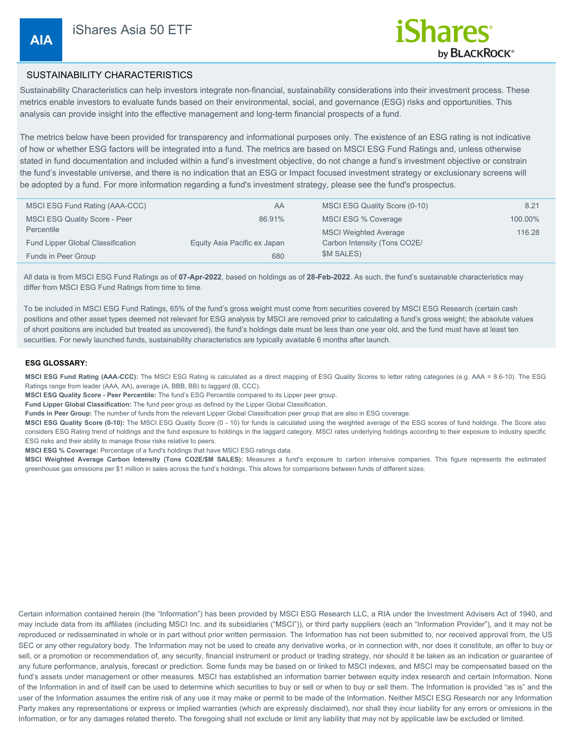# SUSTAINABILITY CHARACTERISTICS

Sustainability Characteristics can help investors integrate non-financial, sustainability considerations into their investment process. These metrics enable investors to evaluate funds based on their environmental, social, and governance (ESG) risks and opportunities. This analysis can provide insight into the effective management and long-term financial prospects of a fund.

The metrics below have been provided for transparency and informational purposes only. The existence of an ESG rating is not indicative of how or whether ESG factors will be integrated into a fund. The metrics are based on MSCI ESG Fund Ratings and, unless otherwise stated in fund documentation and included within a fund's investment objective, do not change a fund's investment objective or constrain the fund's investable universe, and there is no indication that an ESG or Impact focused investment strategy or exclusionary screens will be adopted by a fund. For more information regarding a fund's investment strategy, please see the fund's prospectus.

| | | | |
|---|---|---|---|
| MSCI ESG Fund Rating (AAA-CCC) | AA | MSCI ESG Quality Score (0-10) | 8.21 |
| MSCI ESG Quality Score - Peer Percentile | 86.91% | MSCI ESG % Coverage | 100.00% |
| Fund Lipper Global Classification | Equity Asia Pacific ex Japan | MSCI Weighted Average Carbon Intensity (Tons CO2E/ $M SALES) | 116.28 |
| Funds in Peer Group | 680 | | |

All data is from MSCI ESG Fund Ratings as of **07-Apr-2022**, based on holdings as of **28-Feb-2022**. As such, the fund's sustainable characteristics may differ from MSCI ESG Fund Ratings from time to time.

To be included in MSCI ESG Fund Ratings, 65% of the fund's gross weight must come from securities covered by MSCI ESG Research (certain cash positions and other asset types deemed not relevant for ESG analysis by MSCI are removed prior to calculating a fund's gross weight; the absolute values of short positions are included but treated as uncovered), the fund's holdings date must be less than one year old, and the fund must have at least ten securities. For newly launched funds, sustainability characteristics are typically available 6 months after launch.

### ESG GLOSSARY:

**MSCI ESG Fund Rating (AAA-CCC):** The MSCI ESG Rating is calculated as a direct mapping of ESG Quality Scores to letter rating categories (e.g. AAA = 8.6-10). The ESG Ratings range from leader (AAA, AA), average (A, BBB, BB) to laggard (B, CCC).

**MSCI ESG Quality Score - Peer Percentile:** The fund's ESG Percentile compared to its Lipper peer group.

**Fund Lipper Global Classification:** The fund peer group as defined by the Lipper Global Classification.

**Funds in Peer Group:** The number of funds from the relevant Lipper Global Classification peer group that are also in ESG coverage.

**MSCI ESG Quality Score (0-10):** The MSCI ESG Quality Score (0 - 10) for funds is calculated using the weighted average of the ESG scores of fund holdings. The Score also considers ESG Rating trend of holdings and the fund exposure to holdings in the laggard category. MSCI rates underlying holdings according to their exposure to industry specific ESG risks and their ability to manage those risks relative to peers.

**MSCI ESG % Coverage:** Percentage of a fund's holdings that have MSCI ESG ratings data.

**MSCI Weighted Average Carbon Intensity (Tons CO2E/$M SALES):** Measures a fund's exposure to carbon intensive companies. This figure represents the estimated greenhouse gas emissions per $1 million in sales across the fund's holdings. This allows for comparisons between funds of different sizes.

Certain information contained herein (the "Information") has been provided by MSCI ESG Research LLC, a RIA under the Investment Advisers Act of 1940, and may include data from its affiliates (including MSCI Inc. and its subsidiaries ("MSCI")), or third party suppliers (each an "Information Provider"), and it may not be reproduced or redisseminated in whole or in part without prior written permission. The Information has not been submitted to, nor received approval from, the US SEC or any other regulatory body. The Information may not be used to create any derivative works, or in connection with, nor does it constitute, an offer to buy or sell, or a promotion or recommendation of, any security, financial instrument or product or trading strategy, nor should it be taken as an indication or guarantee of any future performance, analysis, forecast or prediction. Some funds may be based on or linked to MSCI indexes, and MSCI may be compensated based on the fund's assets under management or other measures. MSCI has established an information barrier between equity index research and certain Information. None of the Information in and of itself can be used to determine which securities to buy or sell or when to buy or sell them. The Information is provided "as is" and the user of the Information assumes the entire risk of any use it may make or permit to be made of the Information. Neither MSCI ESG Research nor any Information Party makes any representations or express or implied warranties (which are expressly disclaimed), nor shall they incur liability for any errors or omissions in the Information, or for any damages related thereto. The foregoing shall not exclude or limit any liability that may not by applicable law be excluded or limited.